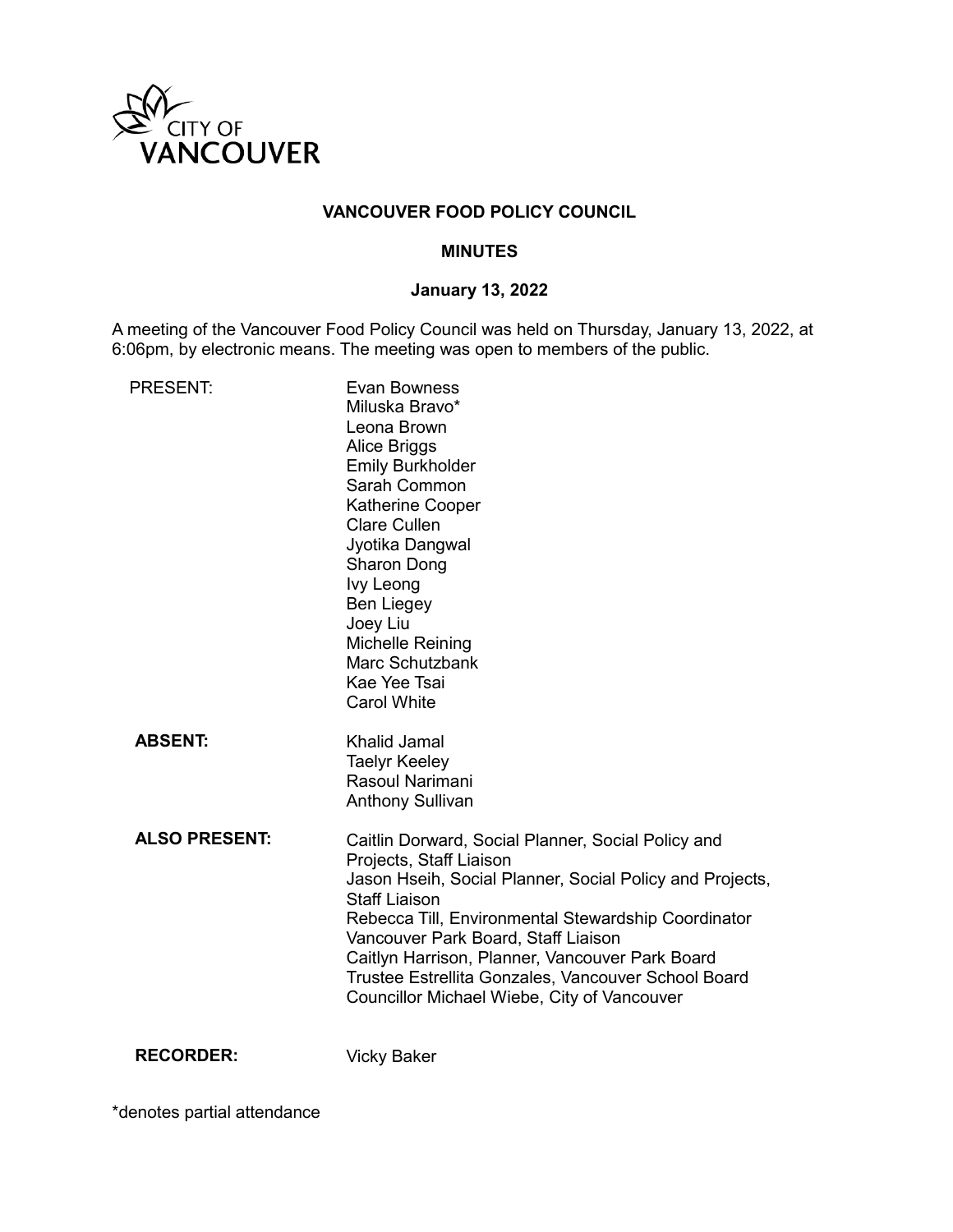CITY OF VANCOUVER

**VANCOUVER FOOD POLICY COUNCIL**

**MINUTES**

**January 13, 2022**

A meeting of the Vancouver Food Policy Council was held on Thursday, January 13, 2022, at 6:06pm, by electronic means. The meeting was open to members of the public.

PRESENT:
Evan Bowness
Miluska Bravo*
Leona Brown
Alice Briggs
Emily Burkholder
Sarah Common
Katherine Cooper
Clare Cullen
Jyotika Dangwal
Sharon Dong
Ivy Leong
Ben Liegey
Joey Liu
Michelle Reining
Marc Schutzbank
Kae Yee Tsai
Carol White

**ABSENT:**
Khalid Jamal
Taelyr Keeley
Rasoul Narimani
Anthony Sullivan

**ALSO PRESENT:**
Caitlin Dorward, Social Planner, Social Policy and Projects, Staff Liaison
Jason Hseih, Social Planner, Social Policy and Projects, Staff Liaison
Rebecca Till, Environmental Stewardship Coordinator Vancouver Park Board, Staff Liaison
Caitlyn Harrison, Planner, Vancouver Park Board
Trustee Estrellita Gonzales, Vancouver School Board
Councillor Michael Wiebe, City of Vancouver

**RECORDER:** Vicky Baker

*denotes partial attendance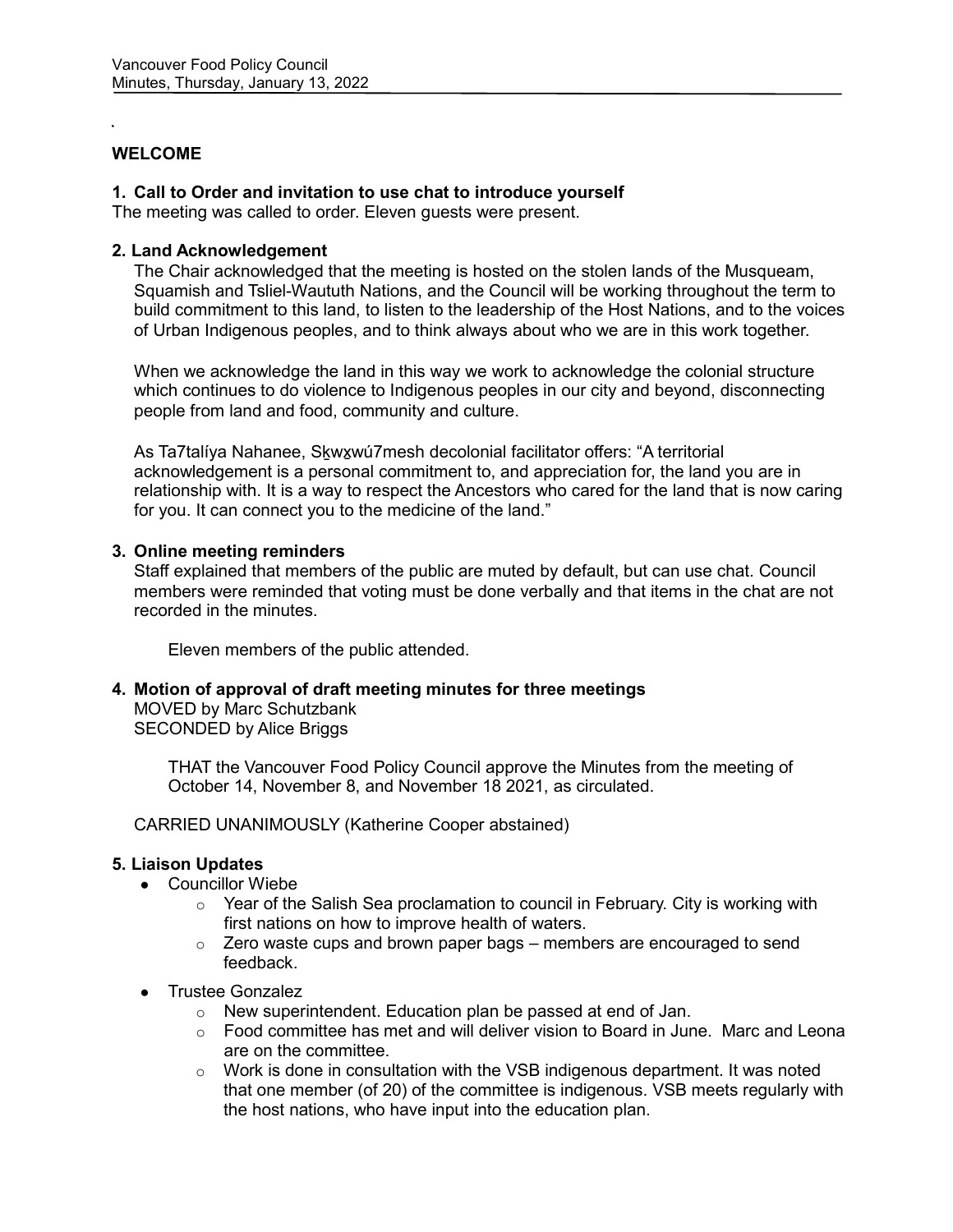## WELCOME

### 1. Call to Order and invitation to use chat to introduce yourself

The meeting was called to order. Eleven guests were present.

### 2. Land Acknowledgement

The Chair acknowledged that the meeting is hosted on the stolen lands of the Musqueam, Squamish and Tsliel-Waututh Nations, and the Council will be working throughout the term to build commitment to this land, to listen to the leadership of the Host Nations, and to the voices of Urban Indigenous peoples, and to think always about who we are in this work together.

When we acknowledge the land in this way we work to acknowledge the colonial structure which continues to do violence to Indigenous peoples in our city and beyond, disconnecting people from land and food, community and culture.

As Ta7talíya Nahanee, Sḵwx̱wú7mesh decolonial facilitator offers: "A territorial acknowledgement is a personal commitment to, and appreciation for, the land you are in relationship with. It is a way to respect the Ancestors who cared for the land that is now caring for you. It can connect you to the medicine of the land."

### 3. Online meeting reminders

Staff explained that members of the public are muted by default, but can use chat. Council members were reminded that voting must be done verbally and that items in the chat are not recorded in the minutes.

Eleven members of the public attended.

### 4. Motion of approval of draft meeting minutes for three meetings

MOVED by Marc Schutzbank
SECONDED by Alice Briggs

> THAT the Vancouver Food Policy Council approve the Minutes from the meeting of October 14, November 8, and November 18 2021, as circulated.

CARRIED UNANIMOUSLY (Katherine Cooper abstained)

### 5. Liaison Updates

- Councillor Wiebe
  - Year of the Salish Sea proclamation to council in February. City is working with first nations on how to improve health of waters.
  - Zero waste cups and brown paper bags – members are encouraged to send feedback.
- Trustee Gonzalez
  - New superintendent. Education plan be passed at end of Jan.
  - Food committee has met and will deliver vision to Board in June. Marc and Leona are on the committee.
  - Work is done in consultation with the VSB indigenous department. It was noted that one member (of 20) of the committee is indigenous. VSB meets regularly with the host nations, who have input into the education plan.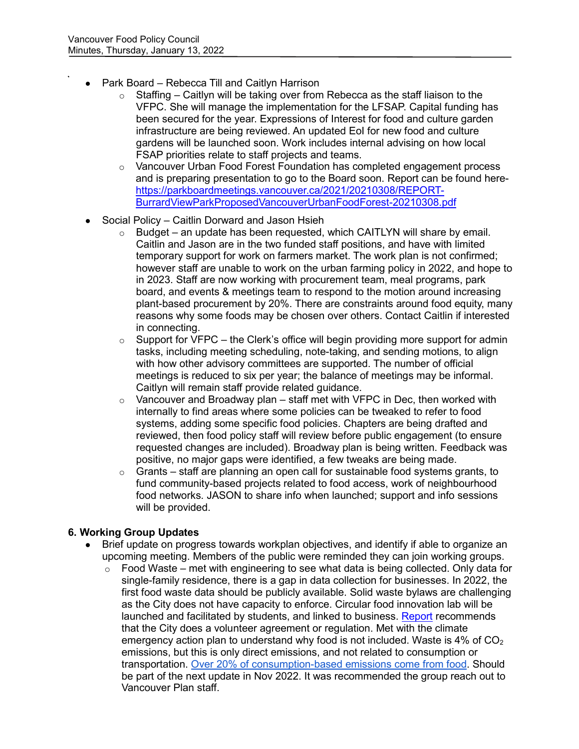- Park Board – Rebecca Till and Caitlyn Harrison
  - Staffing – Caitlyn will be taking over from Rebecca as the staff liaison to the VFPC. She will manage the implementation for the LFSAP. Capital funding has been secured for the year. Expressions of Interest for food and culture garden infrastructure are being reviewed. An updated EoI for new food and culture gardens will be launched soon. Work includes internal advising on how local FSAP priorities relate to staff projects and teams.
  - Vancouver Urban Food Forest Foundation has completed engagement process and is preparing presentation to go to the Board soon. Report can be found here- https://parkboardmeetings.vancouver.ca/2021/20210308/REPORT-BurrardViewParkProposedVancouverUrbanFoodForest-20210308.pdf
- Social Policy – Caitlin Dorward and Jason Hsieh
  - Budget – an update has been requested, which CAITLYN will share by email. Caitlin and Jason are in the two funded staff positions, and have with limited temporary support for work on farmers market. The work plan is not confirmed; however staff are unable to work on the urban farming policy in 2022, and hope to in 2023. Staff are now working with procurement team, meal programs, park board, and events & meetings team to respond to the motion around increasing plant-based procurement by 20%. There are constraints around food equity, many reasons why some foods may be chosen over others. Contact Caitlin if interested in connecting.
  - Support for VFPC – the Clerk's office will begin providing more support for admin tasks, including meeting scheduling, note-taking, and sending motions, to align with how other advisory committees are supported. The number of official meetings is reduced to six per year; the balance of meetings may be informal. Caitlyn will remain staff provide related guidance.
  - Vancouver and Broadway plan – staff met with VFPC in Dec, then worked with internally to find areas where some policies can be tweaked to refer to food systems, adding some specific food policies. Chapters are being drafted and reviewed, then food policy staff will review before public engagement (to ensure requested changes are included). Broadway plan is being written. Feedback was positive, no major gaps were identified, a few tweaks are being made.
  - Grants – staff are planning an open call for sustainable food systems grants, to fund community-based projects related to food access, work of neighbourhood food networks. JASON to share info when launched; support and info sessions will be provided.

## 6. Working Group Updates

- Brief update on progress towards workplan objectives, and identify if able to organize an upcoming meeting. Members of the public were reminded they can join working groups.
  - Food Waste – met with engineering to see what data is being collected. Only data for single-family residence, there is a gap in data collection for businesses. In 2022, the first food waste data should be publicly available. Solid waste bylaws are challenging as the City does not have capacity to enforce. Circular food innovation lab will be launched and facilitated by students, and linked to business. Report recommends that the City does a volunteer agreement or regulation. Met with the climate emergency action plan to understand why food is not included. Waste is 4% of $CO_2$ emissions, but this is only direct emissions, and not related to consumption or transportation. Over 20% of consumption-based emissions come from food. Should be part of the next update in Nov 2022. It was recommended the group reach out to Vancouver Plan staff.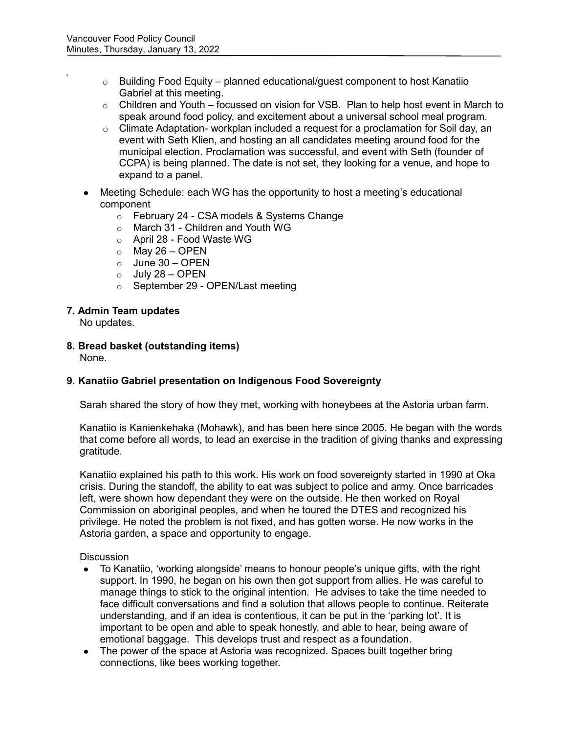- Building Food Equity – planned educational/guest component to host Kanatiio Gabriel at this meeting.
- Children and Youth – focussed on vision for VSB. Plan to help host event in March to speak around food policy, and excitement about a universal school meal program.
- Climate Adaptation- workplan included a request for a proclamation for Soil day, an event with Seth Klien, and hosting an all candidates meeting around food for the municipal election. Proclamation was successful, and event with Seth (founder of CCPA) is being planned. The date is not set, they looking for a venue, and hope to expand to a panel.

- Meeting Schedule: each WG has the opportunity to host a meeting's educational component
  - February 24 - CSA models & Systems Change
  - March 31 - Children and Youth WG
  - April 28 - Food Waste WG
  - May 26 – OPEN
  - June 30 – OPEN
  - July 28 – OPEN
  - September 29 - OPEN/Last meeting

**7. Admin Team updates**

No updates.

**8. Bread basket (outstanding items)**

None.

**9. Kanatiio Gabriel presentation on Indigenous Food Sovereignty**

Sarah shared the story of how they met, working with honeybees at the Astoria urban farm.

Kanatiio is Kanienkehaka (Mohawk), and has been here since 2005. He began with the words that come before all words, to lead an exercise in the tradition of giving thanks and expressing gratitude.

Kanatiio explained his path to this work. His work on food sovereignty started in 1990 at Oka crisis. During the standoff, the ability to eat was subject to police and army. Once barricades left, were shown how dependant they were on the outside. He then worked on Royal Commission on aboriginal peoples, and when he toured the DTES and recognized his privilege. He noted the problem is not fixed, and has gotten worse. He now works in the Astoria garden, a space and opportunity to engage.

<u>Discussion</u>

- To Kanatiio, 'working alongside' means to honour people's unique gifts, with the right support. In 1990, he began on his own then got support from allies. He was careful to manage things to stick to the original intention. He advises to take the time needed to face difficult conversations and find a solution that allows people to continue. Reiterate understanding, and if an idea is contentious, it can be put in the 'parking lot'. It is important to be open and able to speak honestly, and able to hear, being aware of emotional baggage. This develops trust and respect as a foundation.
- The power of the space at Astoria was recognized. Spaces built together bring connections, like bees working together.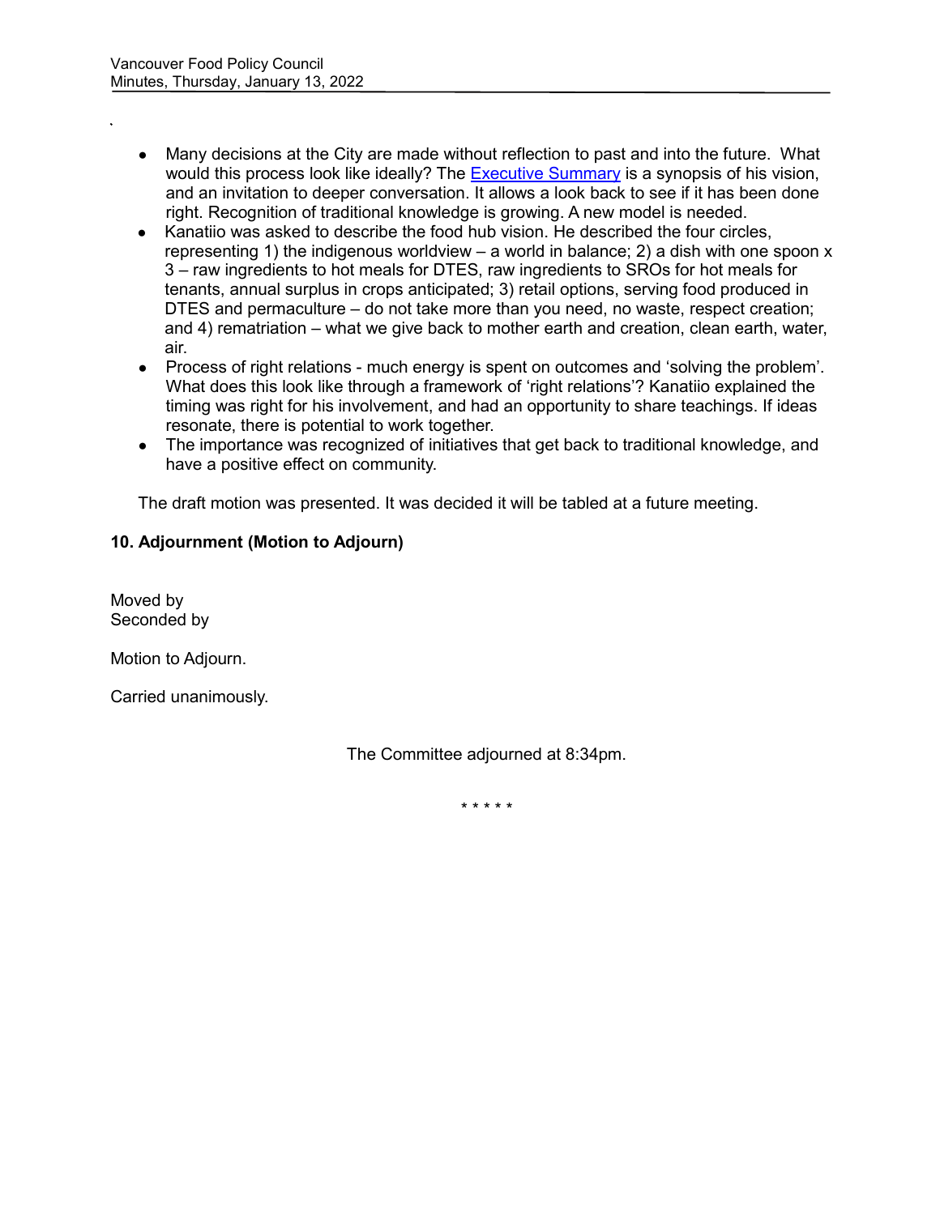- Many decisions at the City are made without reflection to past and into the future. What would this process look like ideally? The Executive Summary is a synopsis of his vision, and an invitation to deeper conversation. It allows a look back to see if it has been done right. Recognition of traditional knowledge is growing. A new model is needed.
- Kanatiio was asked to describe the food hub vision. He described the four circles, representing 1) the indigenous worldview – a world in balance; 2) a dish with one spoon x 3 – raw ingredients to hot meals for DTES, raw ingredients to SROs for hot meals for tenants, annual surplus in crops anticipated; 3) retail options, serving food produced in DTES and permaculture – do not take more than you need, no waste, respect creation; and 4) rematriation – what we give back to mother earth and creation, clean earth, water, air.
- Process of right relations - much energy is spent on outcomes and 'solving the problem'. What does this look like through a framework of 'right relations'? Kanatiio explained the timing was right for his involvement, and had an opportunity to share teachings. If ideas resonate, there is potential to work together.
- The importance was recognized of initiatives that get back to traditional knowledge, and have a positive effect on community.

The draft motion was presented. It was decided it will be tabled at a future meeting.

**10. Adjournment (Motion to Adjourn)**

Moved by
Seconded by

Motion to Adjourn.

Carried unanimously.

The Committee adjourned at 8:34pm.

\* \* \* \* \*